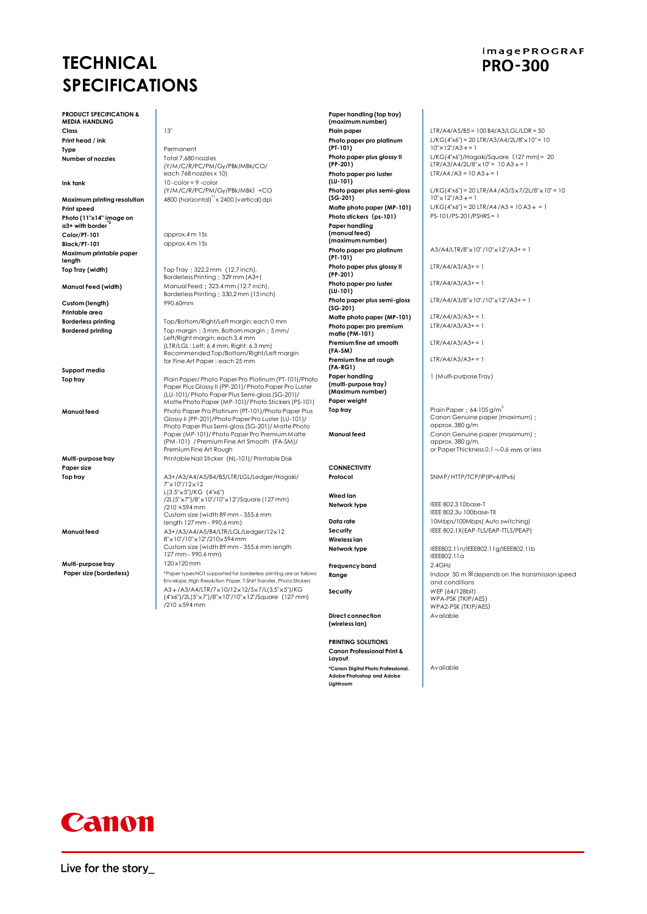# TECHNICAL SPECIFICATIONS

**imagePROGRAF PRO-300**

| PRODUCT SPECIFICATION & MEDIA HANDLING | |
|---|---|
| Class | 13" |
| Print head / ink | |
| Type | Permanent |
| Number of nozzles | Total 7,680 nozzles (Y/M/C/R/PC/PM/Gy/PBk/MBk/CO/ each 768 nozzles x 10) |
| Ink tank | 10 -color = 9 -color (Y/M/C/R/PC/PM/Gy/PBk/MBk) +CO |
| Maximum printing resolution | 4800 (horizontal)[*1] x 2400 (vertical) dpi |
| Print speed | |
| Photo (11"x14" image on a3+ with border[*2] | |
| Color/PT-101 | approx.4 m 15s |
| Black/PT-101 | approx.4 m 15s |
| Maximum printable paper length | |
| Top Tray (width) | Top Tray：322.2 mm (12.7 inch), Borderless Printing：329 mm (A3+) |
| Manual Feed (width) | Manual Feed：323.4 mm (12.7 inch), Borderless Printing：330.2 mm (13 inch) |
| Custom (length) | 990.60mm |
| Printable area | |
| Borderless printing | Top/Bottom/Right/Left margin: each 0 mm |
| Bordered printing | Top margin：3 mm, Bottom margin：5 mm/ Left/Right margin: each 3.4 mm (LTR/LGL: Left: 6.4 mm, Right: 6.3 mm) Recommended Top/Bottom/Right/Left margin for Fine Art Paper: each 25 mm |
| Support media | |
| Top tray | Plain Paper/ Photo Paper Pro Platinum (PT-101)/Photo Paper Plus Glossy II (PP-201)/ Photo Paper Pro Luster (LU-101)/ Photo Paper Plus Semi-gloss (SG-201)/ Matte Photo Paper (MP-101)/ Photo Stickers (PS-101) |
| Manual feed | Photo Paper Pro Platinum (PT-101)/Photo Paper Plus Glossy II (PP-201)/Photo Paper Pro Luster (LU-101)/ Photo Paper Plus Semi-gloss (SG-201)/ Matte Photo Paper (MP-101)/ Photo Paper Pro Premium Matte (PM-101) / Premium Fine Art Smooth (FA-SM)/ Premium Fine Art Rough |
| Multi-purpose tray | Printable Nail Sticker (NL-101)/ Printable Disk |
| Paper size | |
| Top tray | A3+/A3/A4/A5/B4/B5/LTR/LGL/Ledger/Hagaki/ 7"x10"/12x12 L(3.5"x5")/KG (4"x6") /2L(5"x7")/8"x10"/10"x12"/Square (127 mm) /210 x594 mm Custom size (width 89 mm - 355.6 mm length 127 mm - 990.6 mm) |
| Manual feed | A3+/A3/A4/A5/B4/LTR/LGL/Ledger/12x12 8"x10"/10"x12"/210x594 mm Custom size (width 89 mm - 355.6 mm length 127 mm - 990.6 mm) |
| Multi-purpose tray | 120 x 120 mm |
| Paper size (borderless) | *Paper types NOT supported for borderless printing are as follows: Envelope, High Resolution Paper, T-Shirt Transfer, Photo Stickers A3+/A3/A4/LTR/7x10/12x12/5x7/L(3.5"x5")/KG (4"x6")/2L(5"x7")/8"x10"/10"x12"/Square (127 mm) /210 x594 mm |

| Paper handling (top tray) (maximum number) | |
|---|---|
| Plain paper | LTR/A4/A5/B5 = 100 B4/A3/LGL/LDR = 50 |
| Photo paper pro platinum (PT-101) | L/KG(4"x6") = 20 LTR/A3/A4/2L/8"x10"= 10 10"x12"/A3+= 1 |
| Photo paper plus glossy II (PP-201) | L/KG(4"x6")/Hagaki/Square (127 mm) = 20 LTR/A3/A4/2L/8"x10"= 10 A3+= 1 |
| Photo paper pro luster (LU-101) | LTR/A4 /A3 = 10 A3+= 1 |
| Photo paper plus semi-gloss (SG-201) | L/KG(4"x6") = 20 LTR/A4 /A3/5x7/2L/8"x10" = 10 10"x12"/A3+= 1 |
| Matte photo paper (MP-101) | L/KG(4"x6") = 20 LTR/A4 /A3 = 10 A3+ = 1 |
| Photo stickers (ps-101) | PS-101/PS-201/PSHRS = 1 |
| **Paper handling (manual feed) (maximum number)** | |
| Photo paper pro platinum (PT-101) | A3/A4/LTR/8"x10" /10"x12"/A3+= 1 |
| Photo paper plus glossy II (PP-201) | LTR/A4/A3/A3+= 1 |
| Photo paper pro luster (LU-101) | LTR/A4/A3/A3+= 1 |
| Photo paper plus semi-gloss (SG-201) | LTR/A4/A3/8"x10" /10"x12"/A3+= 1 |
| Matte photo paper (MP-101) | LTR/A4/A3/A3+= 1 |
| Photo paper pro premium matte (PM-101) | LTR/A4/A3/A3+= 1 |
| Premium fine art smooth (FA-SM) | LTR/A4/A3/A3+= 1 |
| Premium fine art rough (FA-RG1) | LTR/A4/A3/A3+= 1 |
| **Paper handling (multi-purpose tray) (Maximum number)** | 1 (Multi-purpose Tray) |
| **Paper weight** | |
| Top tray | Plain Paper：64-105 g/m² Canon Genuine paper (maximum)：approx. 380 g/m |
| Manual feed | Canon Genuine paper (maximum)：approx. 380 g/m, or Paper Thickness 0.1 ～0.6 mm or less |
| **CONNECTIVITY** | |
| Protocol | SNMP/ HTTP/TCP/IP(IPv4/IPv6) |
| **Wired lan** | |
| Network type | IEEE 802.3 10base-T IEEE 802.3u 100base-TX |
| Data rate | 10Mbps/100Mbps( Auto switching) |
| Security | IEEE 802.1X(EAP-TLS/EAP-TTLS/PEAP) |
| **Wireless lan** | |
| Network type | IEEE802.11n/IEEE802.11g/IEEE802.11b IEEE802.11a |
| Frequency band | 2.4GHz |
| Range | Indoor 50 m ※depends on the transmission speed and conditions |
| Security | WEP (64/128bit) WPA-PSK (TKIP/AES) WPA2-PSK (TKIP/AES) |
| Direct connection (wireless lan) | Available |
| **PRINTING SOLUTIONS** | |
| Canon Professional Print & Layout | |
| *Canon Digital Photo Professional, Adobe Photoshop and Adobe Lightroom | Available |

Canon

Live for the story_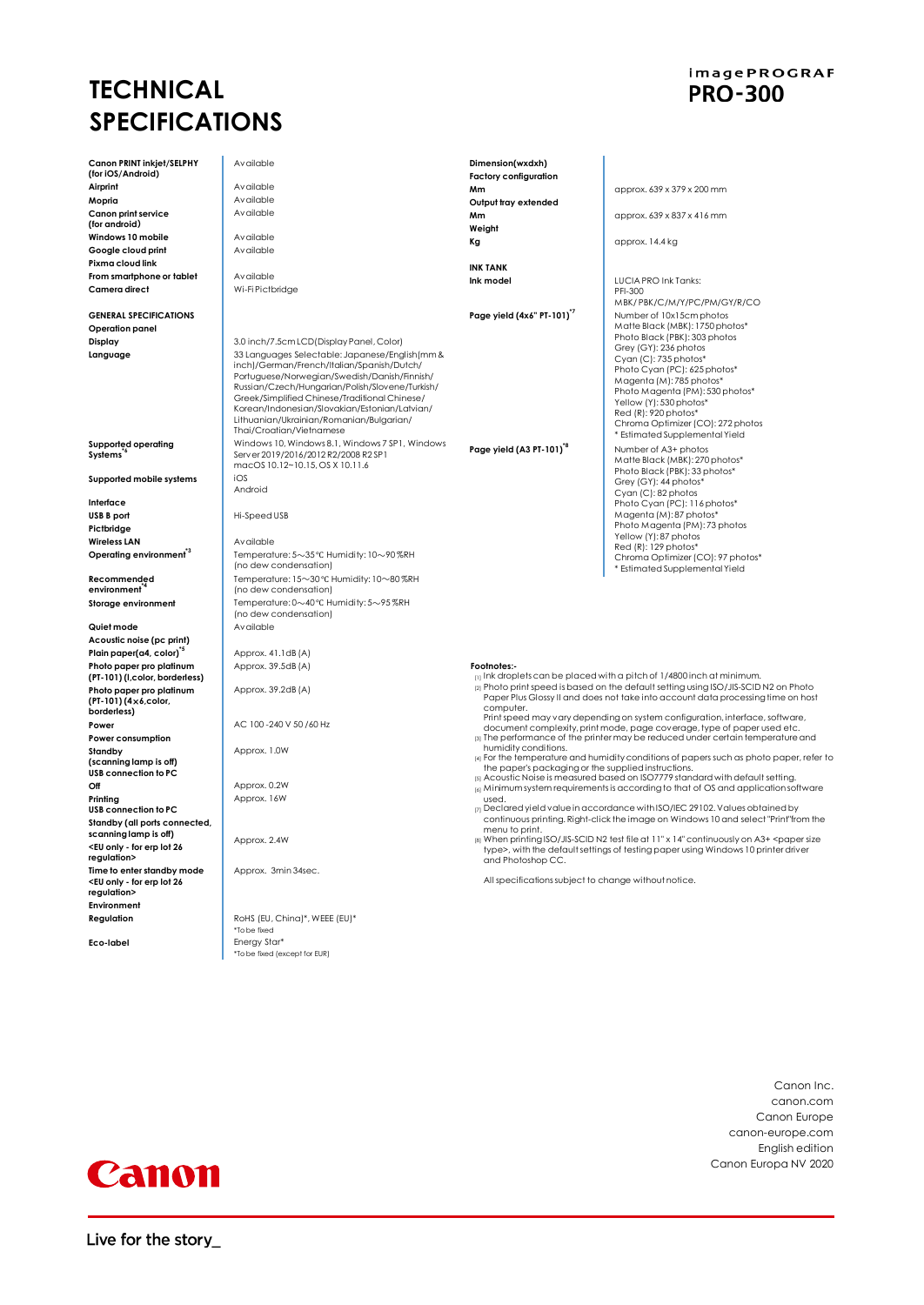# TECHNICAL SPECIFICATIONS

imagePROGRAF
**PRO-300**

| | |
|---|---|
| **Canon PRINT inkjet/SELPHY (for iOS/Android)** | Available |
| **Airprint** | Available |
| **Mopria** | Available |
| **Canon print service (for android)** | Available |
| **Windows 10 mobile** | Available |
| **Google cloud print** | Available |
| **Pixma cloud link** | |
| **From smartphone or tablet** | Available |
| **Camera direct** | Wi-Fi Pictbridge |
| **GENERAL SPECIFICATIONS** | |
| **Operation panel** | |
| **Display** | 3.0 inch/7.5cm LCD(Display Panel, Color) |
| **Language** | 33 Languages Selectable: Japanese/English(mm & inch)/German/French/Italian/Spanish/Dutch/ Portuguese/Norwegian/Swedish/Danish/Finnish/ Russian/Czech/Hungarian/Polish/Slovene/Turkish/ Greek/Simplified Chinese/Traditional Chinese/ Korean/Indonesian/Slovakian/Estonian/Latvian/ Lithuanian/Ukrainian/Romanian/Bulgarian/ Thai/Croatian/Vietnamese |
| **Supported operating Systems**[6] | Windows 10, Windows 8.1, Windows 7 SP1, Windows Server 2019/2016/2012 R2/2008 R2 SP1 macOS 10.12~10.15, OS X 10.11.6 |
| **Supported mobile systems** | iOS Android |
| **Interface** | |
| **USB B port** | Hi-Speed USB |
| **Pictbridge** | |
| **Wireless LAN** | Available |
| **Operating environment**[3] | Temperature: 5~35℃ Humidity: 10~90 %RH (no dew condensation) |
| **Recommended environment**[4] | Temperature: 15~30℃ Humidity: 10~80 %RH (no dew condensation) |
| **Storage environment** | Temperature: 0~40℃ Humidity: 5~95 %RH (no dew condensation) |
| **Quiet mode** | Available |
| **Acoustic noise (pc print)** | |
| **Plain paper(a4, color)**[5] | Approx. 41.1dB (A) |
| **Photo paper pro platinum (PT-101) (l,color, borderless)** | Approx. 39.5dB (A) |
| **Photo paper pro platinum (PT-101) (4×6,color, borderless)** | Approx. 39.2dB (A) |
| **Power** | AC 100 -240 V 50 /60 Hz |
| **Power consumption** | |
| **Standby (scanning lamp is off) USB connection to PC** | Approx. 1.0W |
| **Off** | Approx. 0.2W |
| **Printing USB connection to PC** | Approx. 16W |
| **Standby (all ports connected, scanning lamp is off) <EU only - for erp lot 26 regulation>** | Approx. 2.4W |
| **Time to enter standby mode <EU only - for erp lot 26 regulation>** | Approx. 3min 34sec. |
| **Environment** | |
| **Regulation** | RoHS (EU, China)*, WEEE (EU)* *To be fixed |
| **Eco-label** | Energy Star* *To be fixed (except for EUR) |

| | |
|---|---|
| **Dimension(wxdxh)** | |
| **Factory configuration** | |
| **Mm** | approx. 639 x 379 x 200 mm |
| **Output tray extended** | |
| **Mm** | approx. 639 x 837 x 416 mm |
| **Weight** | |
| **Kg** | approx. 14.4 kg |
| **INK TANK** | |
| **Ink model** | LUCIA PRO Ink Tanks: PFI-300 MBK/ PBK/C/M/Y/PC/PM/GY/R/CO |
| **Page yield (4x6" PT-101)**[7] | Number of 10x15cm photos<br>Matte Black (MBK): 1750 photos*<br>Photo Black (PBK): 303 photos<br>Grey (GY): 236 photos<br>Cyan (C): 735 photos*<br>Photo Cyan (PC): 625 photos*<br>Magenta (M): 785 photos*<br>Photo Magenta (PM): 530 photos*<br>Yellow (Y): 530 photos*<br>Red (R): 920 photos*<br>Chroma Optimizer (CO): 272 photos<br>* Estimated Supplemental Yield |
| **Page yield (A3 PT-101)**[8] | Number of A3+ photos<br>Matte Black (MBK): 270 photos*<br>Photo Black (PBK): 33 photos*<br>Grey (GY): 44 photos*<br>Cyan (C): 82 photos<br>Photo Cyan (PC): 116 photos*<br>Magenta (M): 87 photos*<br>Photo Magenta (PM): 73 photos<br>Yellow (Y): 87 photos<br>Red (R): 129 photos*<br>Chroma Optimizer (CO): 97 photos*<br>* Estimated Supplemental Yield |

**Footnotes:-**

[1] Ink droplets can be placed with a pitch of 1/4800 inch at minimum.
[2] Photo print speed is based on the default setting using ISO/JIS-SCID N2 on Photo Paper Plus Glossy II and does not take into account data processing time on host computer.
Print speed may vary depending on system configuration, interface, software, document complexity, print mode, page coverage, type of paper used etc.
[3] The performance of the printer may be reduced under certain temperature and humidity conditions.
[4] For the temperature and humidity conditions of papers such as photo paper, refer to the paper's packaging or the supplied instructions.
[5] Acoustic Noise is measured based on ISO7779 standard with default setting.
[6] Minimum system requirements is according to that of OS and application software used.
[7] Declared yield value in accordance with ISO/IEC 29102. Values obtained by continuous printing. Right-click the image on Windows 10 and select "Print"from the menu to print.
[8] When printing ISO/JIS-SCID N2 test file at 11" x 14" continuously on A3+ <paper size type>, with the default settings of testing paper using Windows 10 printer driver and Photoshop CC.

All specifications subject to change without notice.

Canon Inc.
canon.com
Canon Europe
canon-europe.com
English edition
Canon Europa NV 2020

Live for the story_